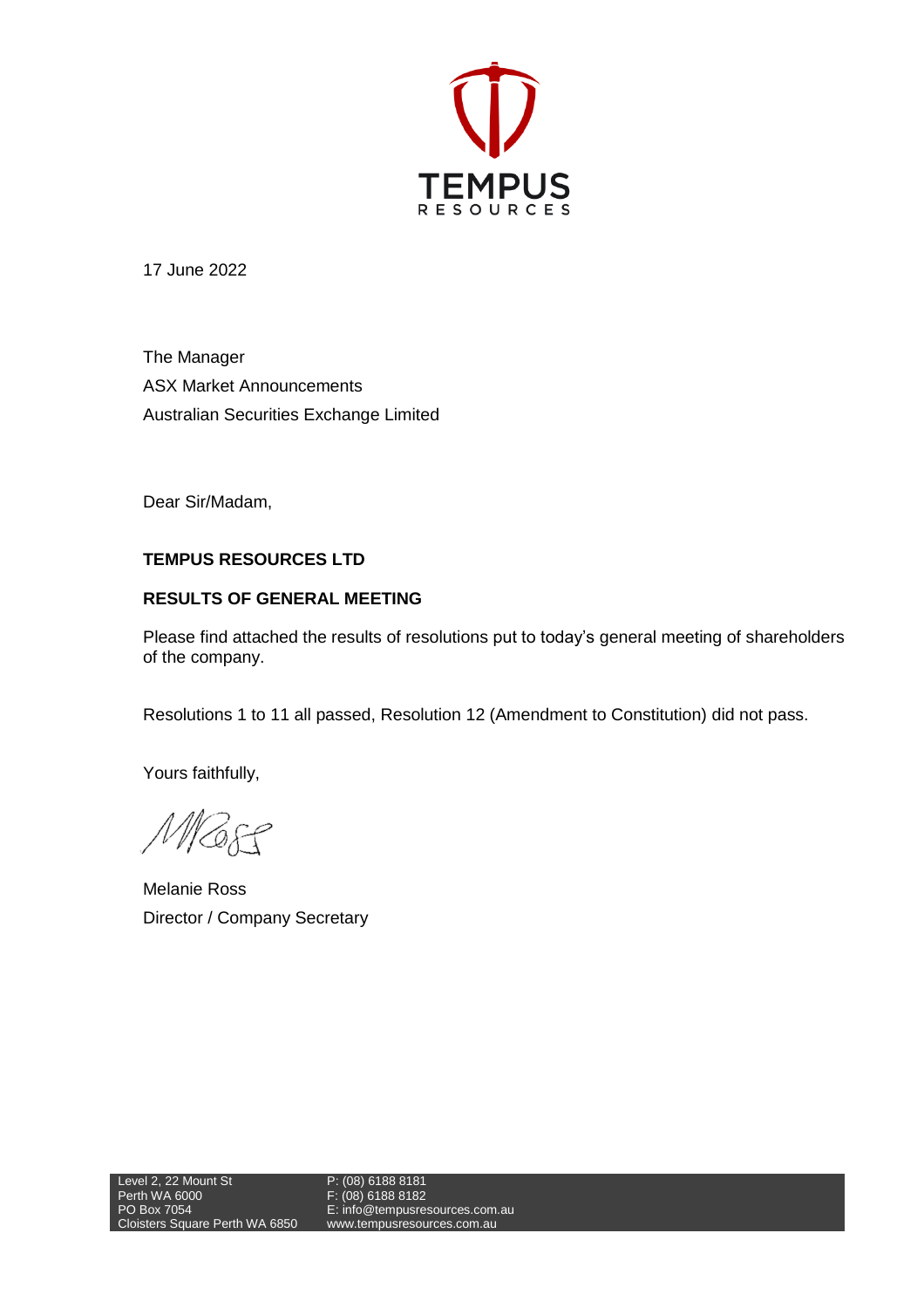TEMPUS
RESOURCES

17 June 2022

The Manager
ASX Market Announcements
Australian Securities Exchange Limited

Dear Sir/Madam,

**TEMPUS RESOURCES LTD**

**RESULTS OF GENERAL MEETING**

Please find attached the results of resolutions put to today's general meeting of shareholders of the company.

Resolutions 1 to 11 all passed, Resolution 12 (Amendment to Constitution) did not pass.

Yours faithfully,

Melanie Ross
Director / Company Secretary

Level 2, 22 Mount St
Perth WA 6000
PO Box 7054
Cloisters Square Perth WA 6850

P: (08) 6188 8181
F: (08) 6188 8182
E: info@tempusresources.com.au
www.tempusresources.com.au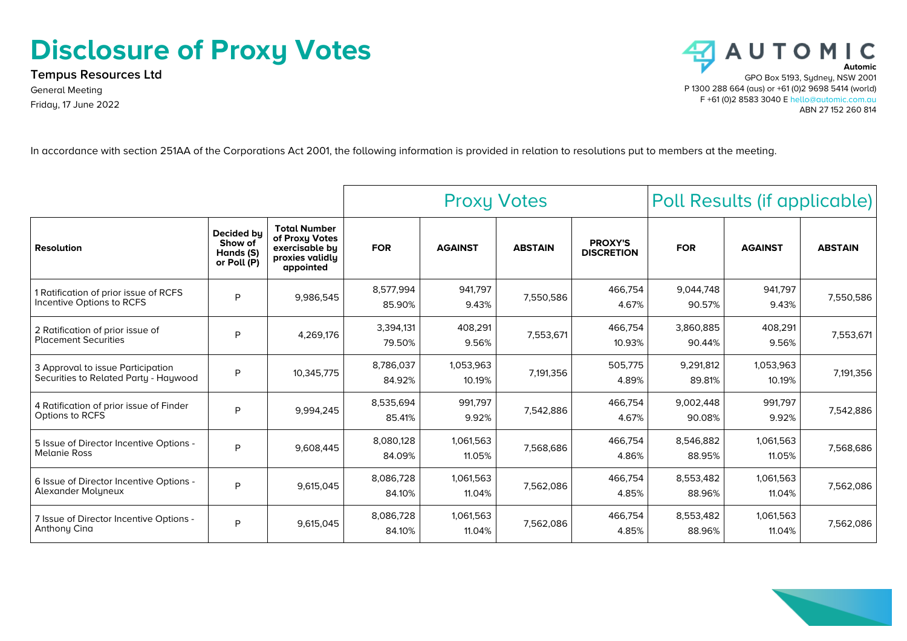# Disclosure of Proxy Votes

**Tempus Resources Ltd**

General Meeting

Friday, 17 June 2022

**Automic**

GPO Box 5193, Sydney, NSW 2001

P 1300 288 664 (aus) or +61 (0)2 9698 5414 (world)

F +61 (0)2 8583 3040 E hello@automic.com.au

ABN 27 152 260 814

In accordance with section 251AA of the Corporations Act 2001, the following information is provided in relation to resolutions put to members at the meeting.

| | | | Proxy Votes | | | | Poll Results (if applicable) | | |
|---|---|---|---|---|---|---|---|---|---|
| **Resolution** | **Decided by Show of Hands (S) or Poll (P)** | **Total Number of Proxy Votes exercisable by proxies validly appointed** | **FOR** | **AGAINST** | **ABSTAIN** | **PROXY'S DISCRETION** | **FOR** | **AGAINST** | **ABSTAIN** |
| 1 Ratification of prior issue of RCFS Incentive Options to RCFS | P | 9,986,545 | 8,577,994 85.90% | 941,797 9.43% | 7,550,586 | 466,754 4.67% | 9,044,748 90.57% | 941,797 9.43% | 7,550,586 |
| 2 Ratification of prior issue of Placement Securities | P | 4,269,176 | 3,394,131 79.50% | 408,291 9.56% | 7,553,671 | 466,754 10.93% | 3,860,885 90.44% | 408,291 9.56% | 7,553,671 |
| 3 Approval to issue Participation Securities to Related Party - Haywood | P | 10,345,775 | 8,786,037 84.92% | 1,053,963 10.19% | 7,191,356 | 505,775 4.89% | 9,291,812 89.81% | 1,053,963 10.19% | 7,191,356 |
| 4 Ratification of prior issue of Finder Options to RCFS | P | 9,994,245 | 8,535,694 85.41% | 991,797 9.92% | 7,542,886 | 466,754 4.67% | 9,002,448 90.08% | 991,797 9.92% | 7,542,886 |
| 5 Issue of Director Incentive Options - Melanie Ross | P | 9,608,445 | 8,080,128 84.09% | 1,061,563 11.05% | 7,568,686 | 466,754 4.86% | 8,546,882 88.95% | 1,061,563 11.05% | 7,568,686 |
| 6 Issue of Director Incentive Options - Alexander Molyneux | P | 9,615,045 | 8,086,728 84.10% | 1,061,563 11.04% | 7,562,086 | 466,754 4.85% | 8,553,482 88.96% | 1,061,563 11.04% | 7,562,086 |
| 7 Issue of Director Incentive Options - Anthony Cina | P | 9,615,045 | 8,086,728 84.10% | 1,061,563 11.04% | 7,562,086 | 466,754 4.85% | 8,553,482 88.96% | 1,061,563 11.04% | 7,562,086 |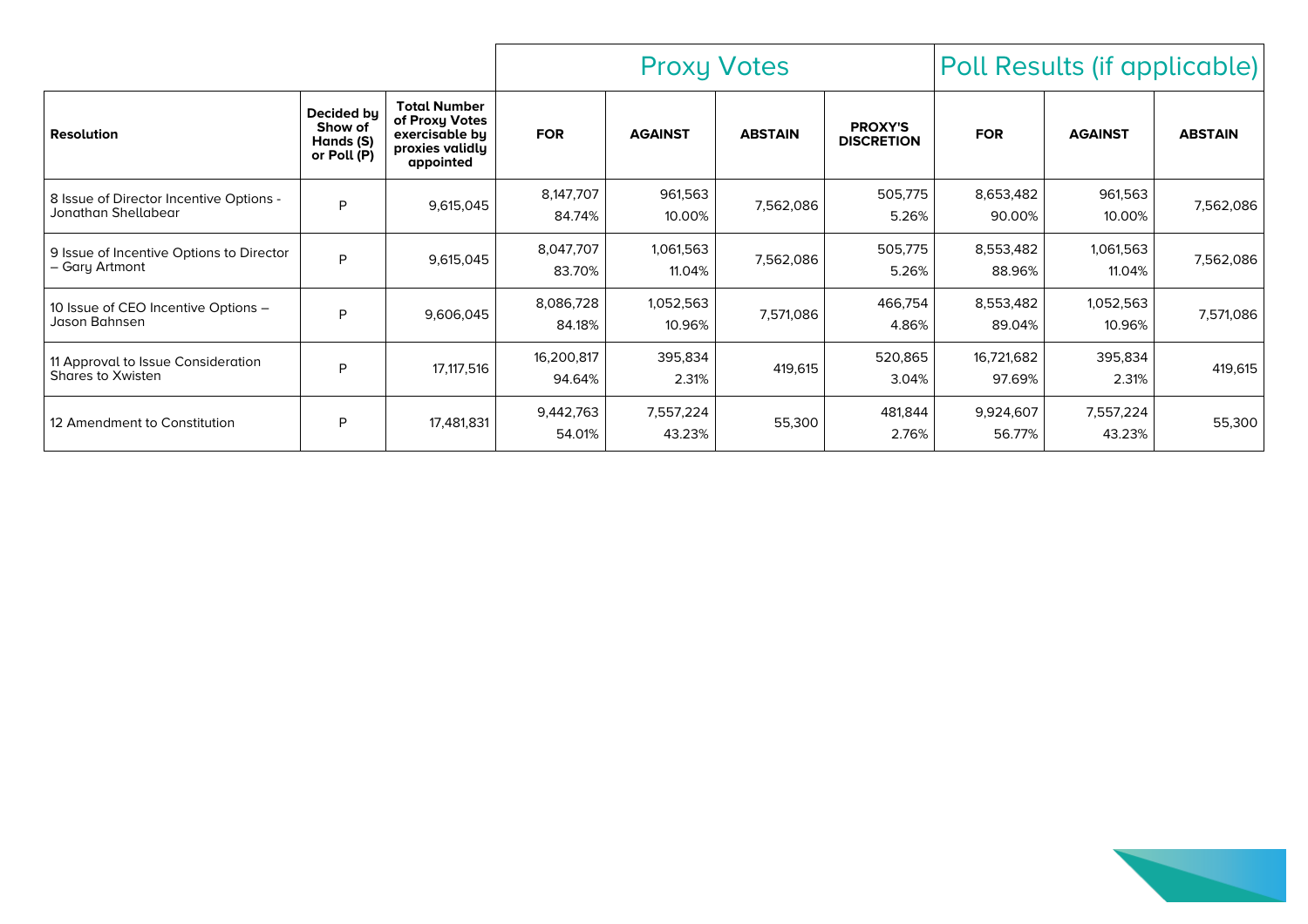| | | | Proxy Votes | | | | Poll Results (if applicable) | | |
|---|---|---|---|---|---|---|---|---|---|
| **Resolution** | **Decided by Show of Hands (S) or Poll (P)** | **Total Number of Proxy Votes exercisable by proxies validly appointed** | **FOR** | **AGAINST** | **ABSTAIN** | **PROXY'S DISCRETION** | **FOR** | **AGAINST** | **ABSTAIN** |
| 8 Issue of Director Incentive Options - Jonathan Shellabear | P | 9,615,045 | 8,147,707 84.74% | 961,563 10.00% | 7,562,086 | 505,775 5.26% | 8,653,482 90.00% | 961,563 10.00% | 7,562,086 |
| 9 Issue of Incentive Options to Director – Gary Artmont | P | 9,615,045 | 8,047,707 83.70% | 1,061,563 11.04% | 7,562,086 | 505,775 5.26% | 8,553,482 88.96% | 1,061,563 11.04% | 7,562,086 |
| 10 Issue of CEO Incentive Options – Jason Bahnsen | P | 9,606,045 | 8,086,728 84.18% | 1,052,563 10.96% | 7,571,086 | 466,754 4.86% | 8,553,482 89.04% | 1,052,563 10.96% | 7,571,086 |
| 11 Approval to Issue Consideration Shares to Xwisten | P | 17,117,516 | 16,200,817 94.64% | 395,834 2.31% | 419,615 | 520,865 3.04% | 16,721,682 97.69% | 395,834 2.31% | 419,615 |
| 12 Amendment to Constitution | P | 17,481,831 | 9,442,763 54.01% | 7,557,224 43.23% | 55,300 | 481,844 2.76% | 9,924,607 56.77% | 7,557,224 43.23% | 55,300 |